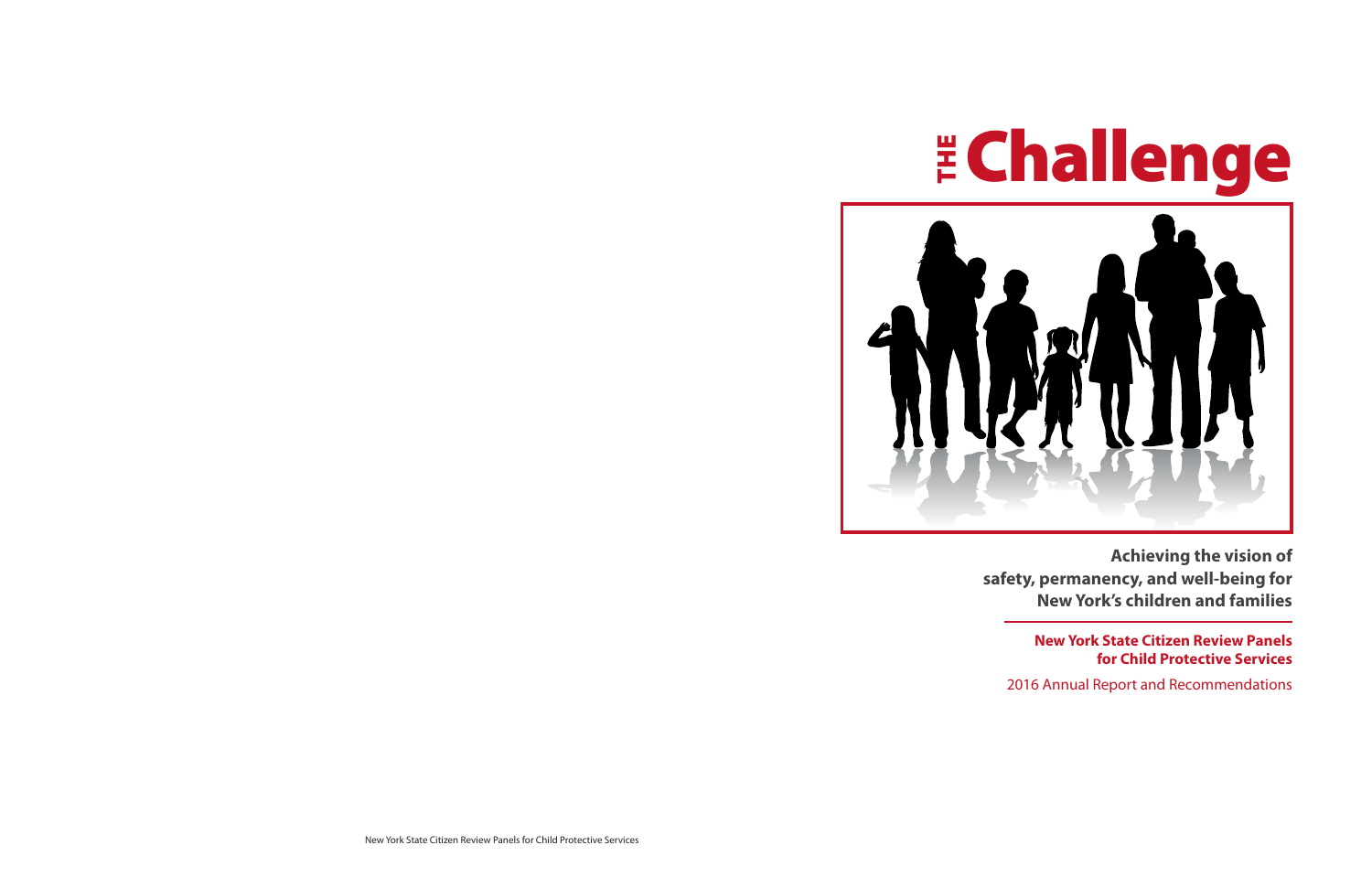# THE Challenge

**Achieving the vision of safety, permanency, and well-being for New York's children and families**

**New York State Citizen Review Panels for Child Protective Services**

2016 Annual Report and Recommendations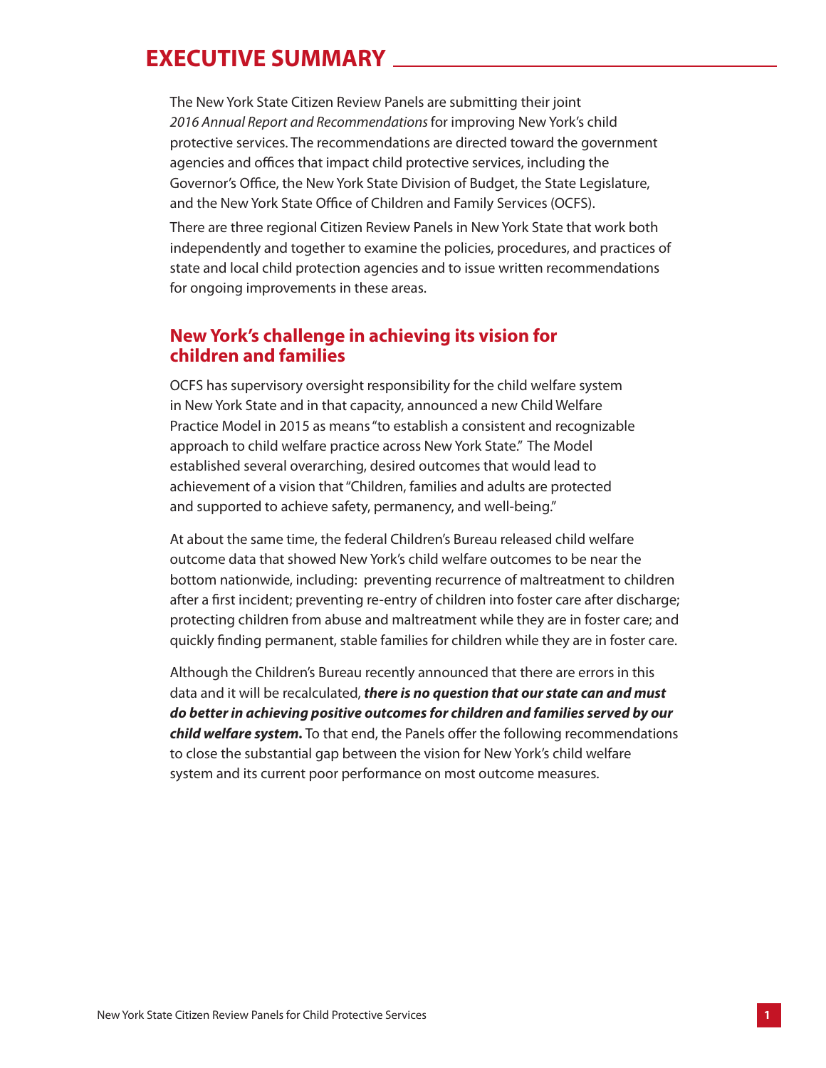# EXECUTIVE SUMMARY

The New York State Citizen Review Panels are submitting their joint *2016 Annual Report and Recommendations* for improving New York's child protective services. The recommendations are directed toward the government agencies and offices that impact child protective services, including the Governor's Office, the New York State Division of Budget, the State Legislature, and the New York State Office of Children and Family Services (OCFS).

There are three regional Citizen Review Panels in New York State that work both independently and together to examine the policies, procedures, and practices of state and local child protection agencies and to issue written recommendations for ongoing improvements in these areas.

## New York's challenge in achieving its vision for children and families

OCFS has supervisory oversight responsibility for the child welfare system in New York State and in that capacity, announced a new Child Welfare Practice Model in 2015 as means "to establish a consistent and recognizable approach to child welfare practice across New York State." The Model established several overarching, desired outcomes that would lead to achievement of a vision that "Children, families and adults are protected and supported to achieve safety, permanency, and well-being."

At about the same time, the federal Children's Bureau released child welfare outcome data that showed New York's child welfare outcomes to be near the bottom nationwide, including: preventing recurrence of maltreatment to children after a first incident; preventing re-entry of children into foster care after discharge; protecting children from abuse and maltreatment while they are in foster care; and quickly finding permanent, stable families for children while they are in foster care.

Although the Children's Bureau recently announced that there are errors in this data and it will be recalculated, ***there is no question that our state can and must do better in achieving positive outcomes for children and families served by our child welfare system.*** To that end, the Panels offer the following recommendations to close the substantial gap between the vision for New York's child welfare system and its current poor performance on most outcome measures.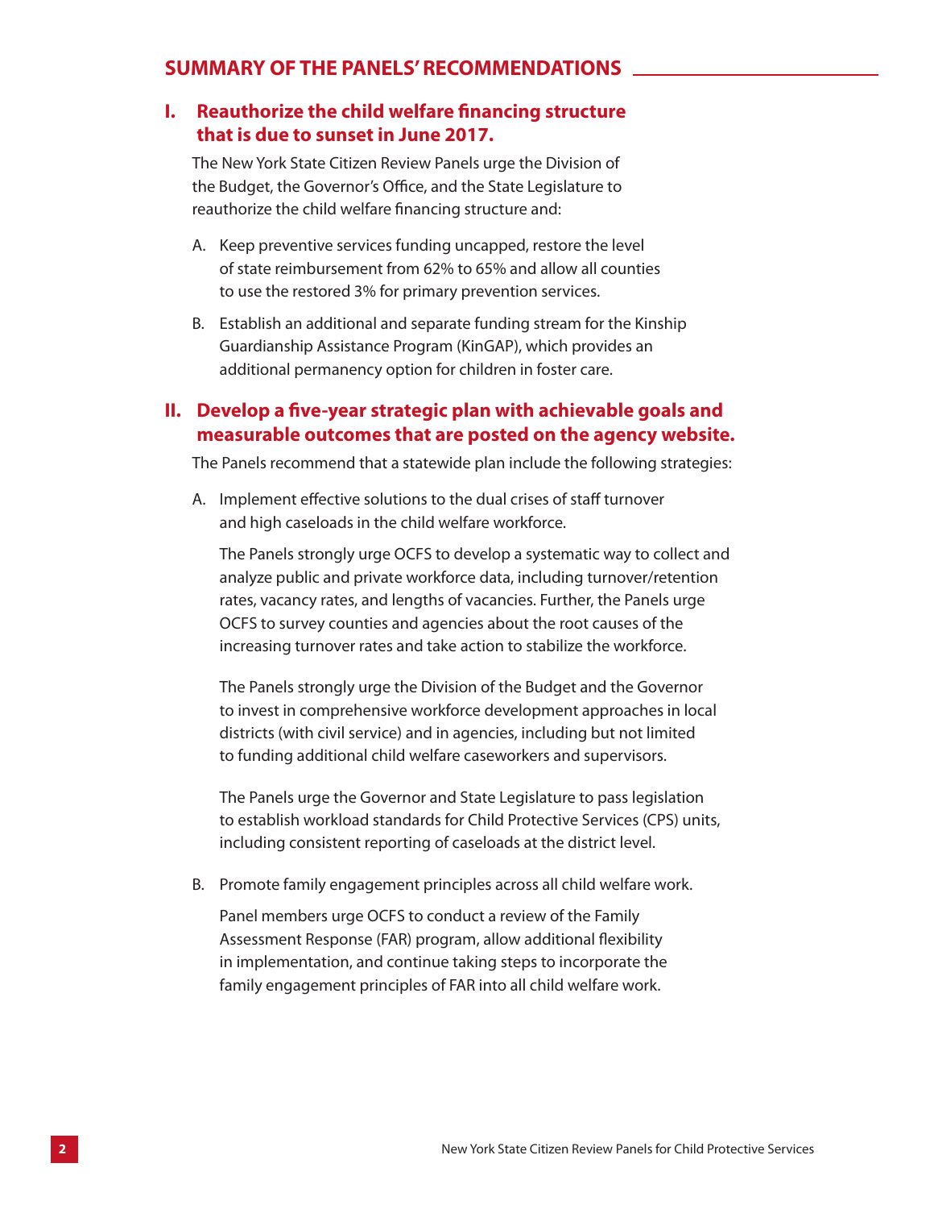## SUMMARY OF THE PANELS' RECOMMENDATIONS

### I. Reauthorize the child welfare financing structure that is due to sunset in June 2017.

The New York State Citizen Review Panels urge the Division of the Budget, the Governor's Office, and the State Legislature to reauthorize the child welfare financing structure and:

A. Keep preventive services funding uncapped, restore the level of state reimbursement from 62% to 65% and allow all counties to use the restored 3% for primary prevention services.

B. Establish an additional and separate funding stream for the Kinship Guardianship Assistance Program (KinGAP), which provides an additional permanency option for children in foster care.

### II. Develop a five-year strategic plan with achievable goals and measurable outcomes that are posted on the agency website.

The Panels recommend that a statewide plan include the following strategies:

A. Implement effective solutions to the dual crises of staff turnover and high caseloads in the child welfare workforce.

The Panels strongly urge OCFS to develop a systematic way to collect and analyze public and private workforce data, including turnover/retention rates, vacancy rates, and lengths of vacancies. Further, the Panels urge OCFS to survey counties and agencies about the root causes of the increasing turnover rates and take action to stabilize the workforce.

The Panels strongly urge the Division of the Budget and the Governor to invest in comprehensive workforce development approaches in local districts (with civil service) and in agencies, including but not limited to funding additional child welfare caseworkers and supervisors.

The Panels urge the Governor and State Legislature to pass legislation to establish workload standards for Child Protective Services (CPS) units, including consistent reporting of caseloads at the district level.

B. Promote family engagement principles across all child welfare work.

Panel members urge OCFS to conduct a review of the Family Assessment Response (FAR) program, allow additional flexibility in implementation, and continue taking steps to incorporate the family engagement principles of FAR into all child welfare work.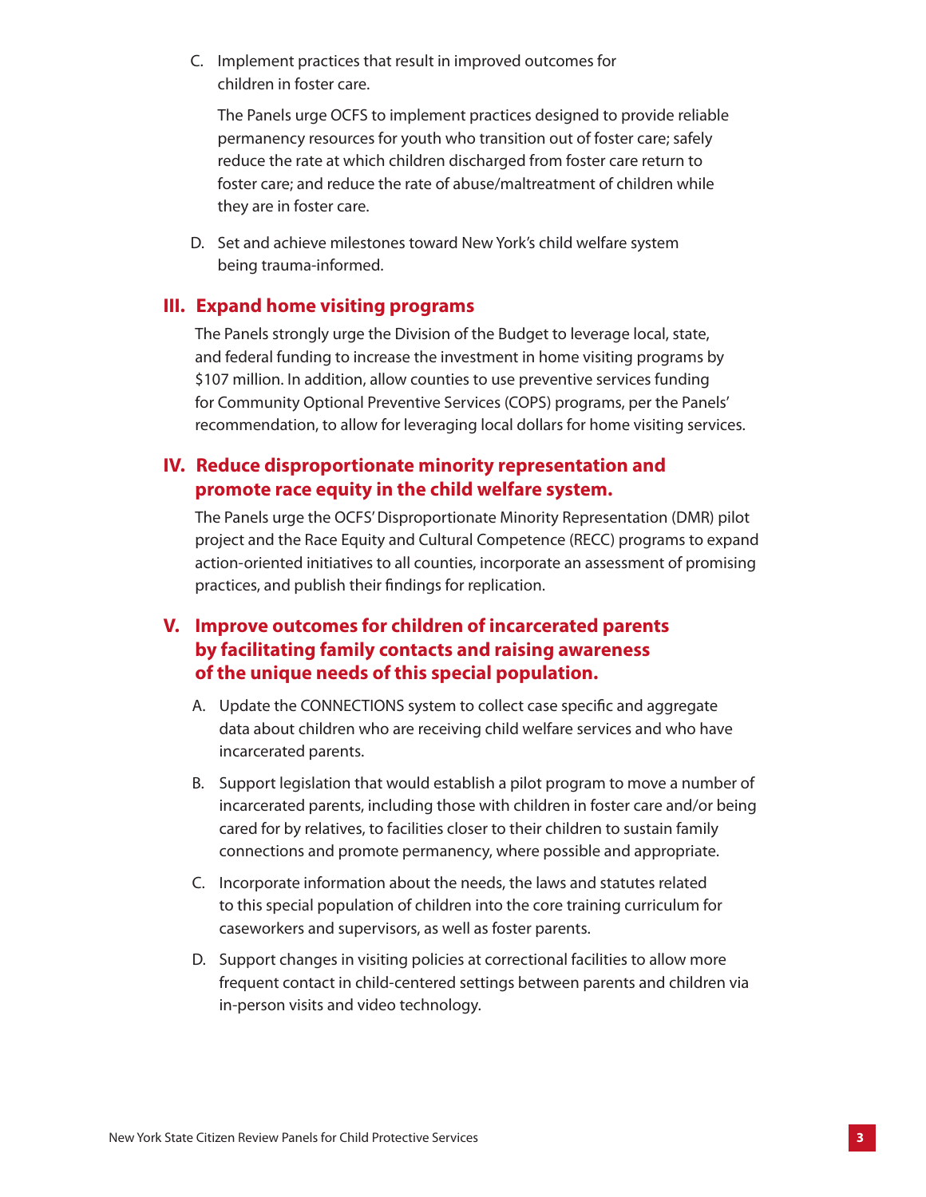C. Implement practices that result in improved outcomes for children in foster care.

   The Panels urge OCFS to implement practices designed to provide reliable permanency resources for youth who transition out of foster care; safely reduce the rate at which children discharged from foster care return to foster care; and reduce the rate of abuse/maltreatment of children while they are in foster care.

D. Set and achieve milestones toward New York's child welfare system being trauma-informed.

## III. Expand home visiting programs

The Panels strongly urge the Division of the Budget to leverage local, state, and federal funding to increase the investment in home visiting programs by $107 million. In addition, allow counties to use preventive services funding for Community Optional Preventive Services (COPS) programs, per the Panels' recommendation, to allow for leveraging local dollars for home visiting services.

## IV. Reduce disproportionate minority representation and promote race equity in the child welfare system.

The Panels urge the OCFS' Disproportionate Minority Representation (DMR) pilot project and the Race Equity and Cultural Competence (RECC) programs to expand action-oriented initiatives to all counties, incorporate an assessment of promising practices, and publish their findings for replication.

## V. Improve outcomes for children of incarcerated parents by facilitating family contacts and raising awareness of the unique needs of this special population.

A. Update the CONNECTIONS system to collect case specific and aggregate data about children who are receiving child welfare services and who have incarcerated parents.

B. Support legislation that would establish a pilot program to move a number of incarcerated parents, including those with children in foster care and/or being cared for by relatives, to facilities closer to their children to sustain family connections and promote permanency, where possible and appropriate.

C. Incorporate information about the needs, the laws and statutes related to this special population of children into the core training curriculum for caseworkers and supervisors, as well as foster parents.

D. Support changes in visiting policies at correctional facilities to allow more frequent contact in child-centered settings between parents and children via in-person visits and video technology.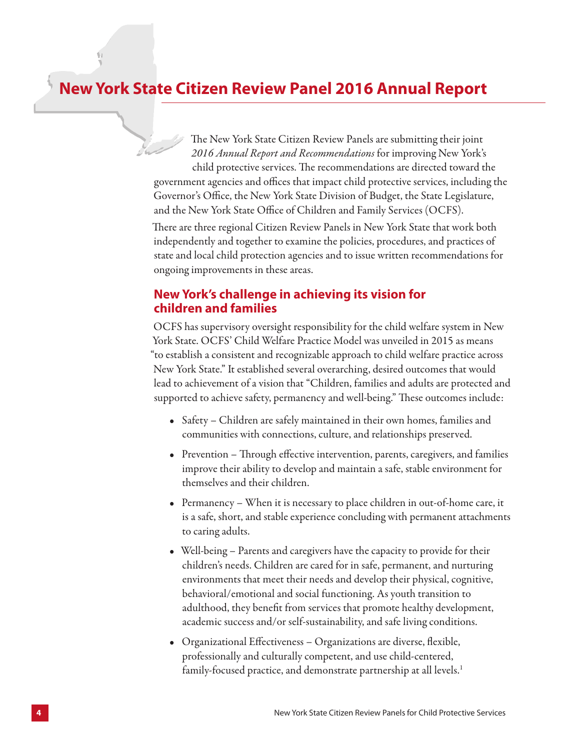# New York State Citizen Review Panel 2016 Annual Report

The New York State Citizen Review Panels are submitting their joint *2016 Annual Report and Recommendations* for improving New York's child protective services. The recommendations are directed toward the government agencies and offices that impact child protective services, including the Governor's Office, the New York State Division of Budget, the State Legislature, and the New York State Office of Children and Family Services (OCFS).

There are three regional Citizen Review Panels in New York State that work both independently and together to examine the policies, procedures, and practices of state and local child protection agencies and to issue written recommendations for ongoing improvements in these areas.

## New York's challenge in achieving its vision for children and families

OCFS has supervisory oversight responsibility for the child welfare system in New York State. OCFS' Child Welfare Practice Model was unveiled in 2015 as means "to establish a consistent and recognizable approach to child welfare practice across New York State." It established several overarching, desired outcomes that would lead to achievement of a vision that "Children, families and adults are protected and supported to achieve safety, permanency and well-being." These outcomes include:

- Safety – Children are safely maintained in their own homes, families and communities with connections, culture, and relationships preserved.
- Prevention – Through effective intervention, parents, caregivers, and families improve their ability to develop and maintain a safe, stable environment for themselves and their children.
- Permanency – When it is necessary to place children in out-of-home care, it is a safe, short, and stable experience concluding with permanent attachments to caring adults.
- Well-being – Parents and caregivers have the capacity to provide for their children's needs. Children are cared for in safe, permanent, and nurturing environments that meet their needs and develop their physical, cognitive, behavioral/emotional and social functioning. As youth transition to adulthood, they benefit from services that promote healthy development, academic success and/or self-sustainability, and safe living conditions.
- Organizational Effectiveness – Organizations are diverse, flexible, professionally and culturally competent, and use child-centered, family-focused practice, and demonstrate partnership at all levels.[1]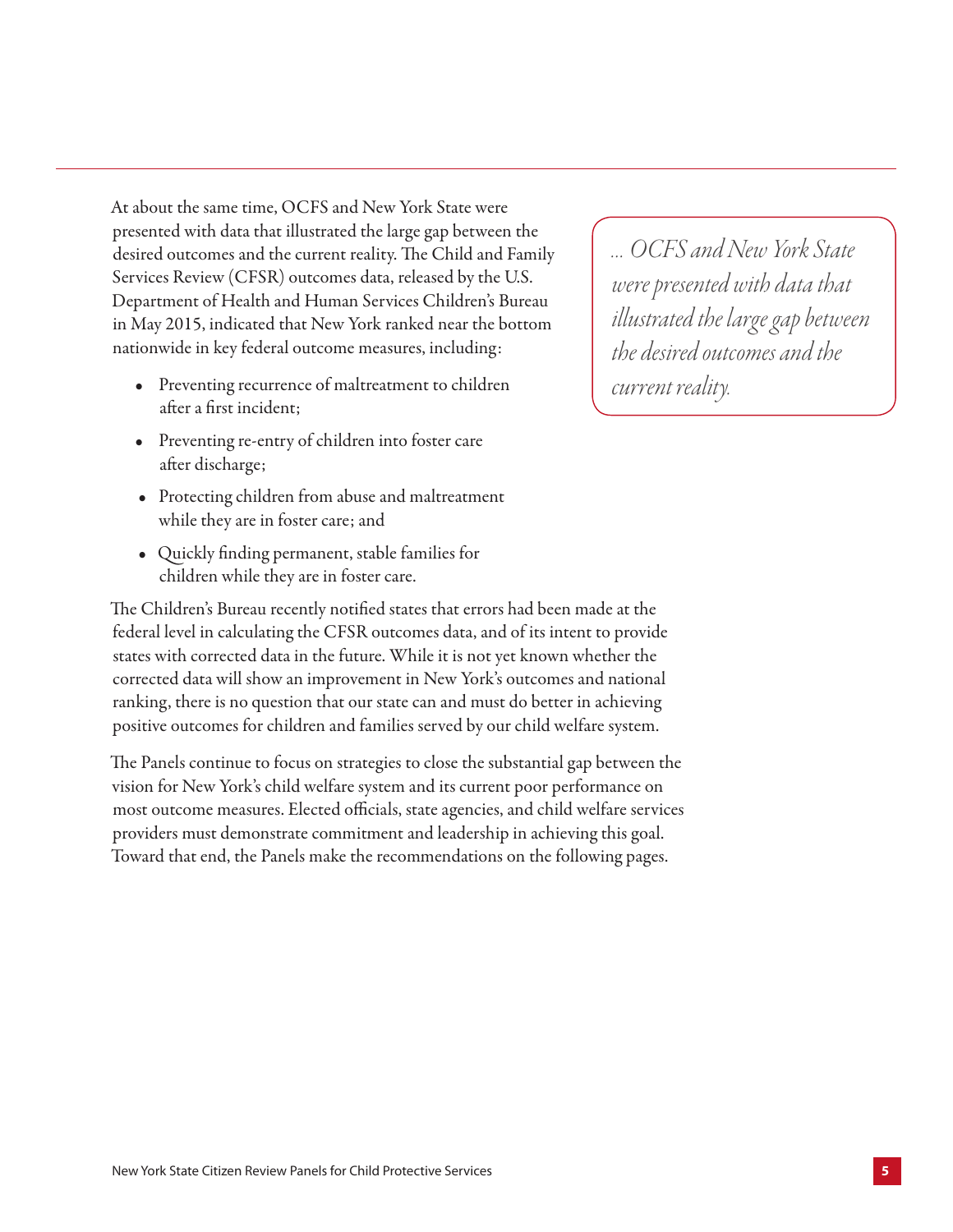At about the same time, OCFS and New York State were presented with data that illustrated the large gap between the desired outcomes and the current reality. The Child and Family Services Review (CFSR) outcomes data, released by the U.S. Department of Health and Human Services Children's Bureau in May 2015, indicated that New York ranked near the bottom nationwide in key federal outcome measures, including:

- Preventing recurrence of maltreatment to children after a first incident;
- Preventing re-entry of children into foster care after discharge;
- Protecting children from abuse and maltreatment while they are in foster care; and
- Quickly finding permanent, stable families for children while they are in foster care.

> *... OCFS and New York State were presented with data that illustrated the large gap between the desired outcomes and the current reality.*

The Children's Bureau recently notified states that errors had been made at the federal level in calculating the CFSR outcomes data, and of its intent to provide states with corrected data in the future. While it is not yet known whether the corrected data will show an improvement in New York's outcomes and national ranking, there is no question that our state can and must do better in achieving positive outcomes for children and families served by our child welfare system.

The Panels continue to focus on strategies to close the substantial gap between the vision for New York's child welfare system and its current poor performance on most outcome measures. Elected officials, state agencies, and child welfare services providers must demonstrate commitment and leadership in achieving this goal. Toward that end, the Panels make the recommendations on the following pages.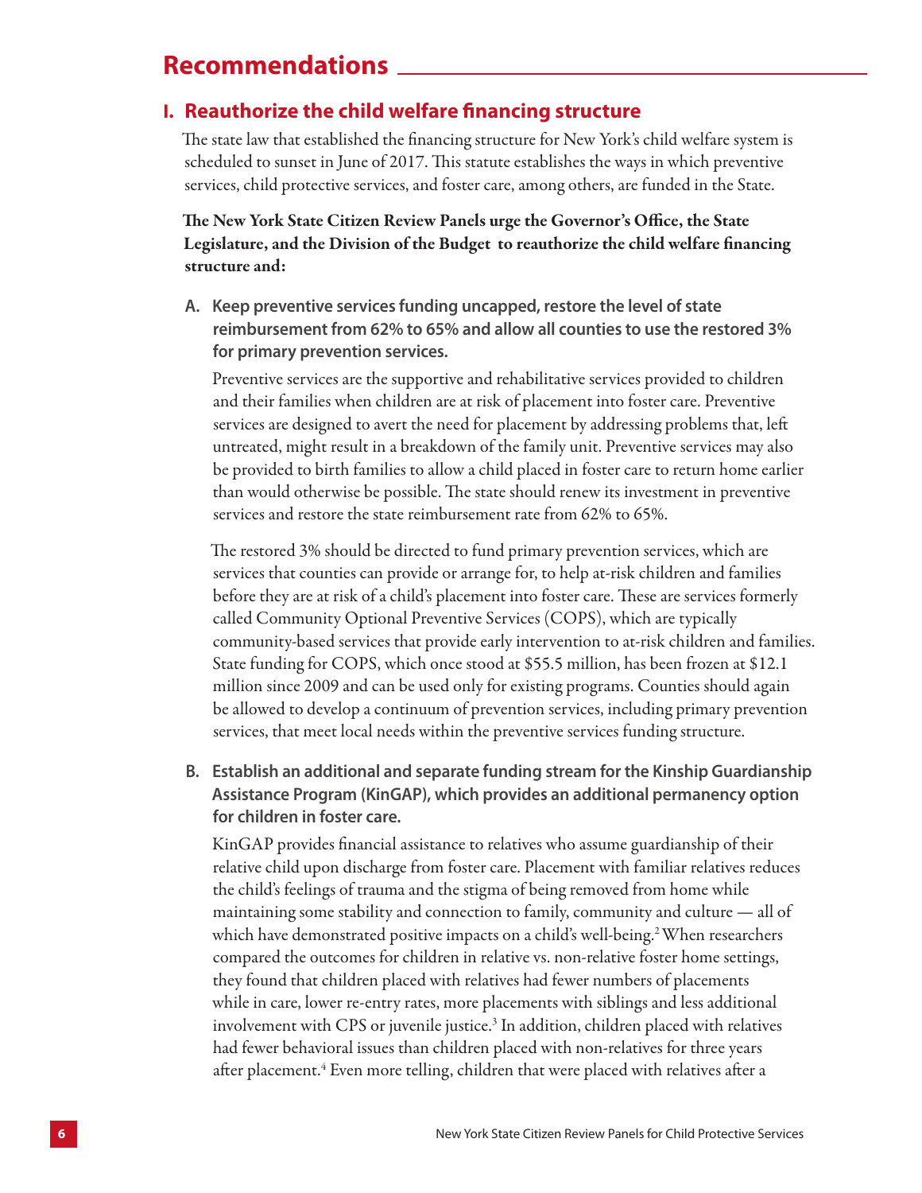## Recommendations

### I. Reauthorize the child welfare financing structure

The state law that established the financing structure for New York's child welfare system is scheduled to sunset in June of 2017. This statute establishes the ways in which preventive services, child protective services, and foster care, among others, are funded in the State.

**The New York State Citizen Review Panels urge the Governor's Office, the State Legislature, and the Division of the Budget to reauthorize the child welfare financing structure and:**

**A. Keep preventive services funding uncapped, restore the level of state reimbursement from 62% to 65% and allow all counties to use the restored 3% for primary prevention services.**

Preventive services are the supportive and rehabilitative services provided to children and their families when children are at risk of placement into foster care. Preventive services are designed to avert the need for placement by addressing problems that, left untreated, might result in a breakdown of the family unit. Preventive services may also be provided to birth families to allow a child placed in foster care to return home earlier than would otherwise be possible. The state should renew its investment in preventive services and restore the state reimbursement rate from 62% to 65%.

The restored 3% should be directed to fund primary prevention services, which are services that counties can provide or arrange for, to help at-risk children and families before they are at risk of a child's placement into foster care. These are services formerly called Community Optional Preventive Services (COPS), which are typically community-based services that provide early intervention to at-risk children and families. State funding for COPS, which once stood at $55.5 million, has been frozen at $12.1 million since 2009 and can be used only for existing programs. Counties should again be allowed to develop a continuum of prevention services, including primary prevention services, that meet local needs within the preventive services funding structure.

**B. Establish an additional and separate funding stream for the Kinship Guardianship Assistance Program (KinGAP), which provides an additional permanency option for children in foster care.**

KinGAP provides financial assistance to relatives who assume guardianship of their relative child upon discharge from foster care. Placement with familiar relatives reduces the child's feelings of trauma and the stigma of being removed from home while maintaining some stability and connection to family, community and culture — all of which have demonstrated positive impacts on a child's well-being.[2] When researchers compared the outcomes for children in relative vs. non-relative foster home settings, they found that children placed with relatives had fewer numbers of placements while in care, lower re-entry rates, more placements with siblings and less additional involvement with CPS or juvenile justice.[3] In addition, children placed with relatives had fewer behavioral issues than children placed with non-relatives for three years after placement.[4] Even more telling, children that were placed with relatives after a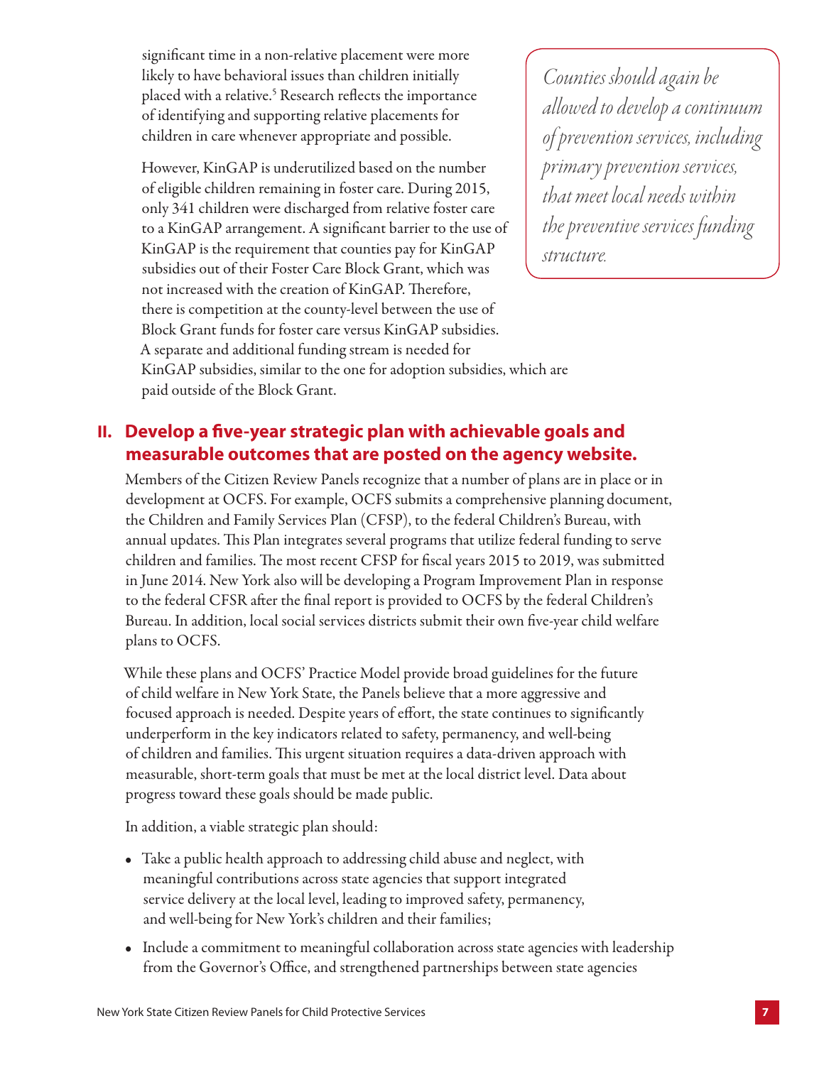significant time in a non-relative placement were more likely to have behavioral issues than children initially placed with a relative.[5] Research reflects the importance of identifying and supporting relative placements for children in care whenever appropriate and possible.

*Counties should again be allowed to develop a continuum of prevention services, including primary prevention services, that meet local needs within the preventive services funding structure.*

However, KinGAP is underutilized based on the number of eligible children remaining in foster care. During 2015, only 341 children were discharged from relative foster care to a KinGAP arrangement. A significant barrier to the use of KinGAP is the requirement that counties pay for KinGAP subsidies out of their Foster Care Block Grant, which was not increased with the creation of KinGAP. Therefore, there is competition at the county-level between the use of Block Grant funds for foster care versus KinGAP subsidies. A separate and additional funding stream is needed for KinGAP subsidies, similar to the one for adoption subsidies, which are paid outside of the Block Grant.

## II. Develop a five-year strategic plan with achievable goals and measurable outcomes that are posted on the agency website.

Members of the Citizen Review Panels recognize that a number of plans are in place or in development at OCFS. For example, OCFS submits a comprehensive planning document, the Children and Family Services Plan (CFSP), to the federal Children's Bureau, with annual updates. This Plan integrates several programs that utilize federal funding to serve children and families. The most recent CFSP for fiscal years 2015 to 2019, was submitted in June 2014. New York also will be developing a Program Improvement Plan in response to the federal CFSR after the final report is provided to OCFS by the federal Children's Bureau. In addition, local social services districts submit their own five-year child welfare plans to OCFS.

While these plans and OCFS' Practice Model provide broad guidelines for the future of child welfare in New York State, the Panels believe that a more aggressive and focused approach is needed. Despite years of effort, the state continues to significantly underperform in the key indicators related to safety, permanency, and well-being of children and families. This urgent situation requires a data-driven approach with measurable, short-term goals that must be met at the local district level. Data about progress toward these goals should be made public.

In addition, a viable strategic plan should:

- Take a public health approach to addressing child abuse and neglect, with meaningful contributions across state agencies that support integrated service delivery at the local level, leading to improved safety, permanency, and well-being for New York's children and their families;
- Include a commitment to meaningful collaboration across state agencies with leadership from the Governor's Office, and strengthened partnerships between state agencies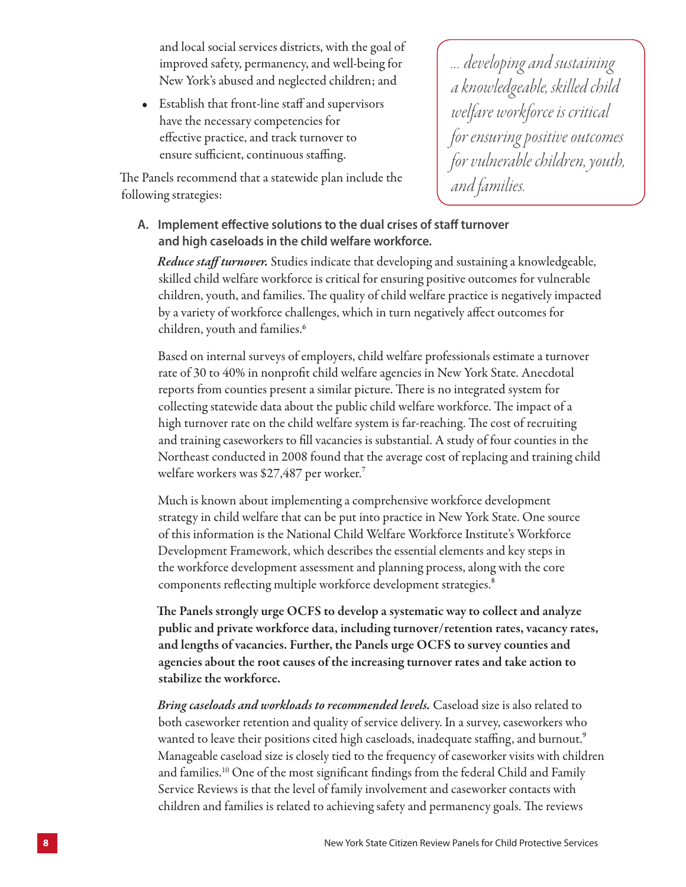and local social services districts, with the goal of improved safety, permanency, and well-being for New York's abused and neglected children; and

- Establish that front-line staff and supervisors have the necessary competencies for effective practice, and track turnover to ensure sufficient, continuous staffing.

The Panels recommend that a statewide plan include the following strategies:

> *... developing and sustaining a knowledgeable, skilled child welfare workforce is critical for ensuring positive outcomes for vulnerable children, youth, and families.*

**A. Implement effective solutions to the dual crises of staff turnover and high caseloads in the child welfare workforce.**

***Reduce staff turnover.*** Studies indicate that developing and sustaining a knowledgeable, skilled child welfare workforce is critical for ensuring positive outcomes for vulnerable children, youth, and families. The quality of child welfare practice is negatively impacted by a variety of workforce challenges, which in turn negatively affect outcomes for children, youth and families.[6]

Based on internal surveys of employers, child welfare professionals estimate a turnover rate of 30 to 40% in nonprofit child welfare agencies in New York State. Anecdotal reports from counties present a similar picture. There is no integrated system for collecting statewide data about the public child welfare workforce. The impact of a high turnover rate on the child welfare system is far-reaching. The cost of recruiting and training caseworkers to fill vacancies is substantial. A study of four counties in the Northeast conducted in 2008 found that the average cost of replacing and training child welfare workers was $27,487 per worker.[7]

Much is known about implementing a comprehensive workforce development strategy in child welfare that can be put into practice in New York State. One source of this information is the National Child Welfare Workforce Institute's Workforce Development Framework, which describes the essential elements and key steps in the workforce development assessment and planning process, along with the core components reflecting multiple workforce development strategies.[8]

**The Panels strongly urge OCFS to develop a systematic way to collect and analyze public and private workforce data, including turnover/retention rates, vacancy rates, and lengths of vacancies. Further, the Panels urge OCFS to survey counties and agencies about the root causes of the increasing turnover rates and take action to stabilize the workforce.**

***Bring caseloads and workloads to recommended levels.*** Caseload size is also related to both caseworker retention and quality of service delivery. In a survey, caseworkers who wanted to leave their positions cited high caseloads, inadequate staffing, and burnout.[9] Manageable caseload size is closely tied to the frequency of caseworker visits with children and families.[10] One of the most significant findings from the federal Child and Family Service Reviews is that the level of family involvement and caseworker contacts with children and families is related to achieving safety and permanency goals. The reviews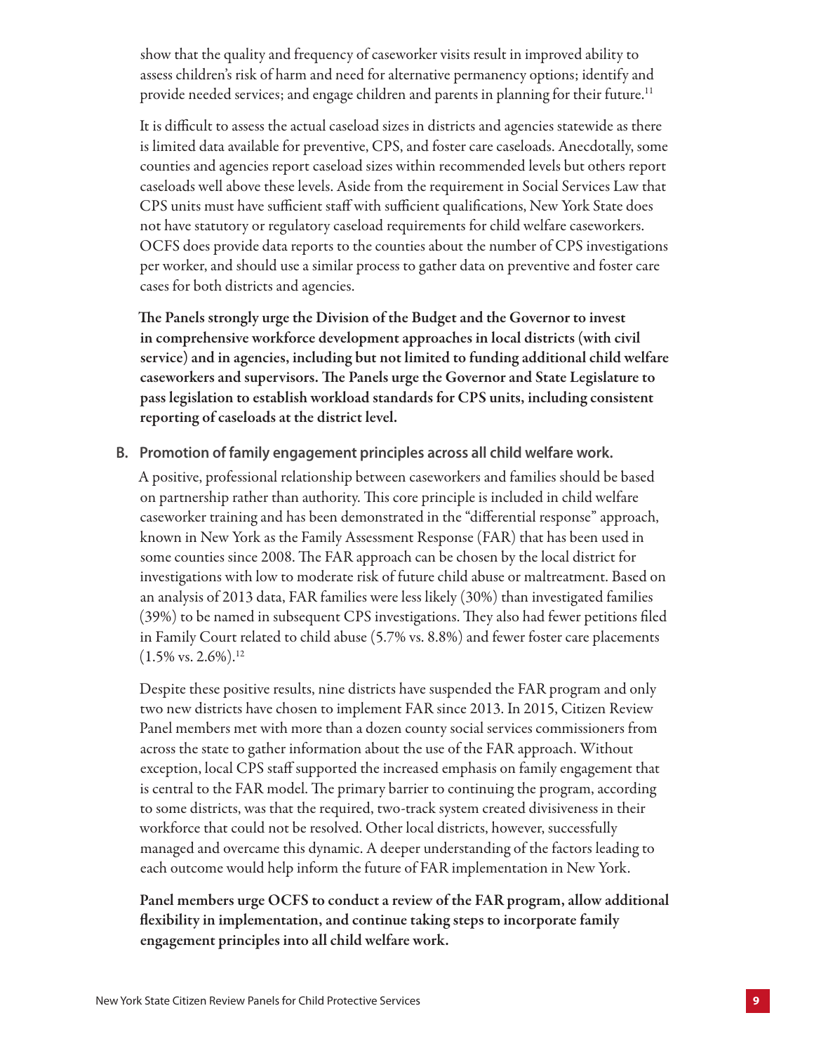show that the quality and frequency of caseworker visits result in improved ability to assess children's risk of harm and need for alternative permanency options; identify and provide needed services; and engage children and parents in planning for their future.[11]

It is difficult to assess the actual caseload sizes in districts and agencies statewide as there is limited data available for preventive, CPS, and foster care caseloads. Anecdotally, some counties and agencies report caseload sizes within recommended levels but others report caseloads well above these levels. Aside from the requirement in Social Services Law that CPS units must have sufficient staff with sufficient qualifications, New York State does not have statutory or regulatory caseload requirements for child welfare caseworkers. OCFS does provide data reports to the counties about the number of CPS investigations per worker, and should use a similar process to gather data on preventive and foster care cases for both districts and agencies.

**The Panels strongly urge the Division of the Budget and the Governor to invest in comprehensive workforce development approaches in local districts (with civil service) and in agencies, including but not limited to funding additional child welfare caseworkers and supervisors. The Panels urge the Governor and State Legislature to pass legislation to establish workload standards for CPS units, including consistent reporting of caseloads at the district level.**

**B. Promotion of family engagement principles across all child welfare work.**

A positive, professional relationship between caseworkers and families should be based on partnership rather than authority. This core principle is included in child welfare caseworker training and has been demonstrated in the "differential response" approach, known in New York as the Family Assessment Response (FAR) that has been used in some counties since 2008. The FAR approach can be chosen by the local district for investigations with low to moderate risk of future child abuse or maltreatment. Based on an analysis of 2013 data, FAR families were less likely (30%) than investigated families (39%) to be named in subsequent CPS investigations. They also had fewer petitions filed in Family Court related to child abuse (5.7% vs. 8.8%) and fewer foster care placements (1.5% vs. 2.6%).[12]

Despite these positive results, nine districts have suspended the FAR program and only two new districts have chosen to implement FAR since 2013. In 2015, Citizen Review Panel members met with more than a dozen county social services commissioners from across the state to gather information about the use of the FAR approach. Without exception, local CPS staff supported the increased emphasis on family engagement that is central to the FAR model. The primary barrier to continuing the program, according to some districts, was that the required, two-track system created divisiveness in their workforce that could not be resolved. Other local districts, however, successfully managed and overcame this dynamic. A deeper understanding of the factors leading to each outcome would help inform the future of FAR implementation in New York.

**Panel members urge OCFS to conduct a review of the FAR program, allow additional flexibility in implementation, and continue taking steps to incorporate family engagement principles into all child welfare work.**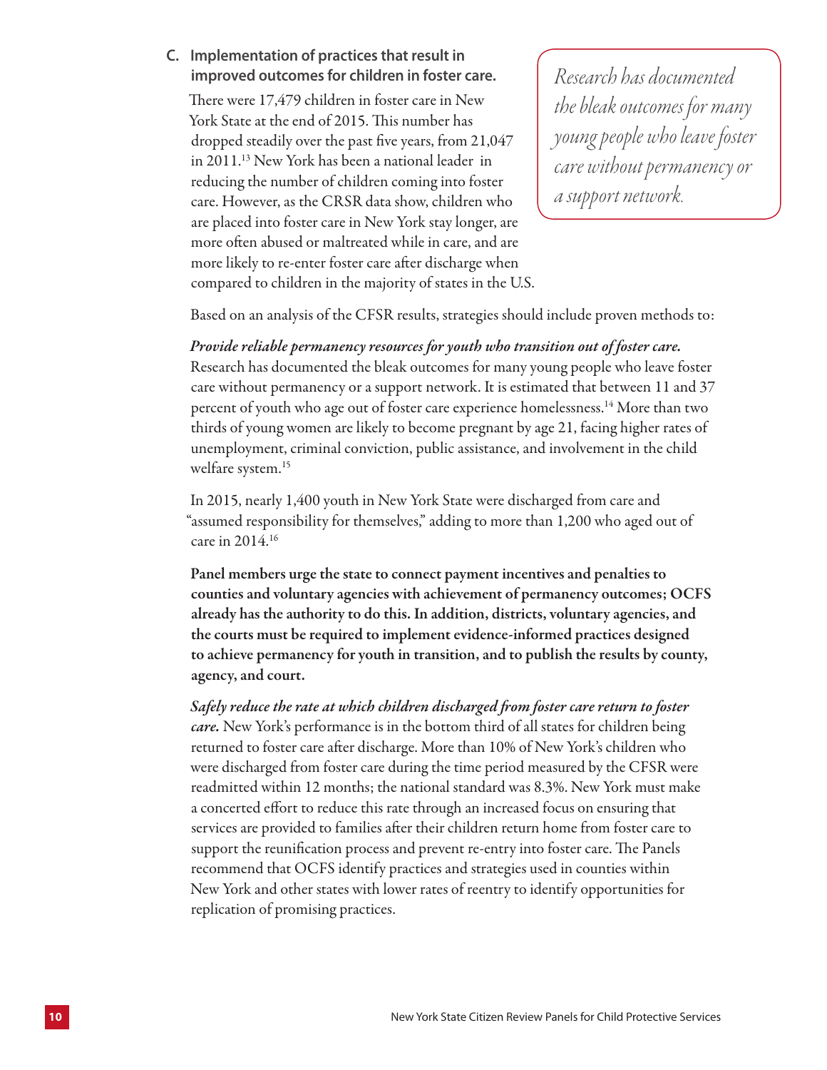### C. Implementation of practices that result in improved outcomes for children in foster care.

There were 17,479 children in foster care in New York State at the end of 2015. This number has dropped steadily over the past five years, from 21,047 in 2011.[13] New York has been a national leader in reducing the number of children coming into foster care. However, as the CRSR data show, children who are placed into foster care in New York stay longer, are more often abused or maltreated while in care, and are more likely to re-enter foster care after discharge when compared to children in the majority of states in the U.S.

*Research has documented the bleak outcomes for many young people who leave foster care without permanency or a support network.*

Based on an analysis of the CFSR results, strategies should include proven methods to:

***Provide reliable permanency resources for youth who transition out of foster care.*** Research has documented the bleak outcomes for many young people who leave foster care without permanency or a support network. It is estimated that between 11 and 37 percent of youth who age out of foster care experience homelessness.[14] More than two thirds of young women are likely to become pregnant by age 21, facing higher rates of unemployment, criminal conviction, public assistance, and involvement in the child welfare system.[15]

In 2015, nearly 1,400 youth in New York State were discharged from care and "assumed responsibility for themselves," adding to more than 1,200 who aged out of care in 2014.[16]

**Panel members urge the state to connect payment incentives and penalties to counties and voluntary agencies with achievement of permanency outcomes; OCFS already has the authority to do this. In addition, districts, voluntary agencies, and the courts must be required to implement evidence-informed practices designed to achieve permanency for youth in transition, and to publish the results by county, agency, and court.**

***Safely reduce the rate at which children discharged from foster care return to foster care.*** New York's performance is in the bottom third of all states for children being returned to foster care after discharge. More than 10% of New York's children who were discharged from foster care during the time period measured by the CFSR were readmitted within 12 months; the national standard was 8.3%. New York must make a concerted effort to reduce this rate through an increased focus on ensuring that services are provided to families after their children return home from foster care to support the reunification process and prevent re-entry into foster care. The Panels recommend that OCFS identify practices and strategies used in counties within New York and other states with lower rates of reentry to identify opportunities for replication of promising practices.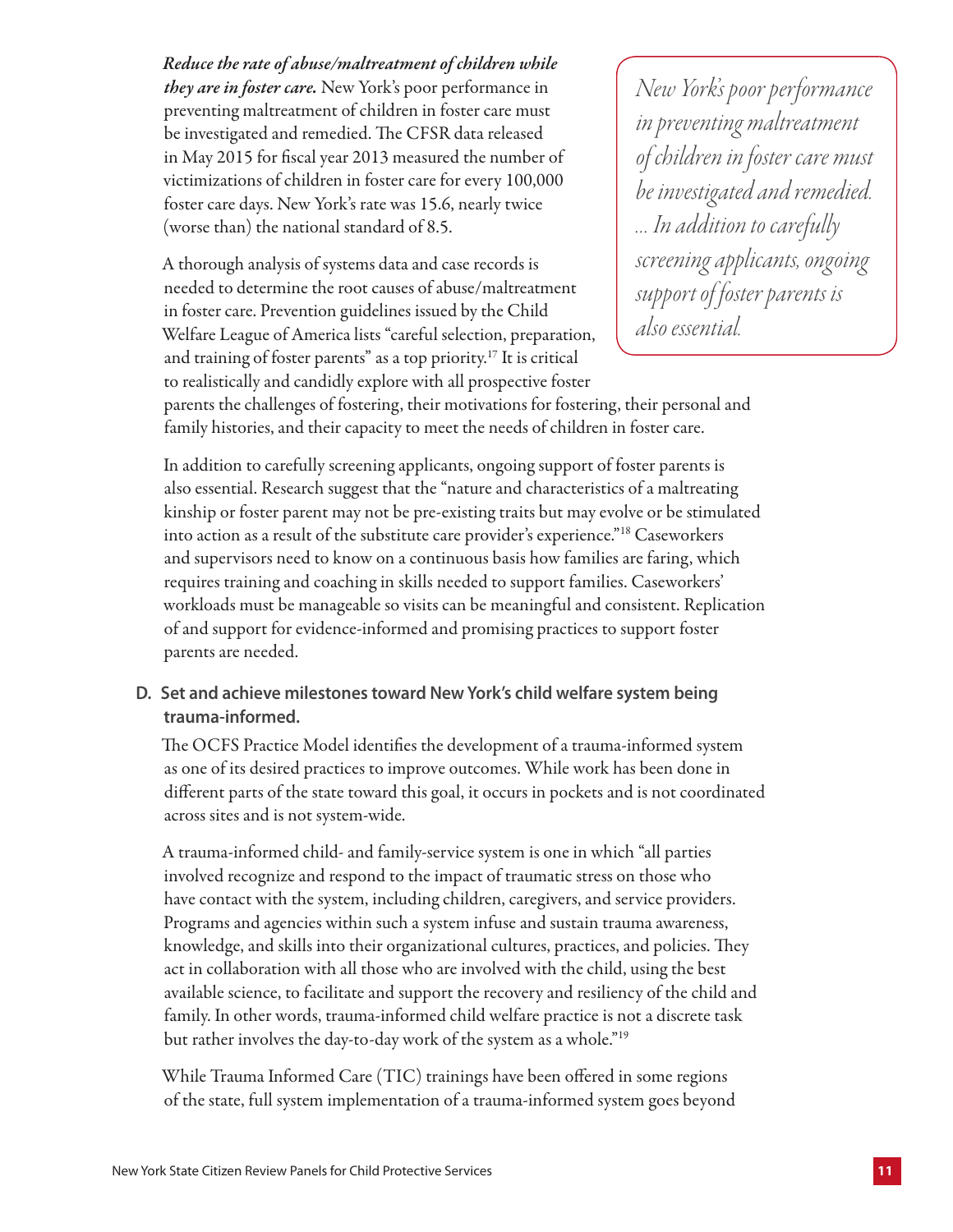***Reduce the rate of abuse/maltreatment of children while they are in foster care.*** New York's poor performance in preventing maltreatment of children in foster care must be investigated and remedied. The CFSR data released in May 2015 for fiscal year 2013 measured the number of victimizations of children in foster care for every 100,000 foster care days. New York's rate was 15.6, nearly twice (worse than) the national standard of 8.5.

> *New York's poor performance in preventing maltreatment of children in foster care must be investigated and remedied. ... In addition to carefully screening applicants, ongoing support of foster parents is also essential.*

A thorough analysis of systems data and case records is needed to determine the root causes of abuse/maltreatment in foster care. Prevention guidelines issued by the Child Welfare League of America lists "careful selection, preparation, and training of foster parents" as a top priority.[17] It is critical to realistically and candidly explore with all prospective foster parents the challenges of fostering, their motivations for fostering, their personal and family histories, and their capacity to meet the needs of children in foster care.

In addition to carefully screening applicants, ongoing support of foster parents is also essential. Research suggest that the "nature and characteristics of a maltreating kinship or foster parent may not be pre-existing traits but may evolve or be stimulated into action as a result of the substitute care provider's experience."[18] Caseworkers and supervisors need to know on a continuous basis how families are faring, which requires training and coaching in skills needed to support families. Caseworkers' workloads must be manageable so visits can be meaningful and consistent. Replication of and support for evidence-informed and promising practices to support foster parents are needed.

**D. Set and achieve milestones toward New York's child welfare system being trauma-informed.**

The OCFS Practice Model identifies the development of a trauma-informed system as one of its desired practices to improve outcomes. While work has been done in different parts of the state toward this goal, it occurs in pockets and is not coordinated across sites and is not system-wide.

A trauma-informed child- and family-service system is one in which "all parties involved recognize and respond to the impact of traumatic stress on those who have contact with the system, including children, caregivers, and service providers. Programs and agencies within such a system infuse and sustain trauma awareness, knowledge, and skills into their organizational cultures, practices, and policies. They act in collaboration with all those who are involved with the child, using the best available science, to facilitate and support the recovery and resiliency of the child and family. In other words, trauma-informed child welfare practice is not a discrete task but rather involves the day-to-day work of the system as a whole."[19]

While Trauma Informed Care (TIC) trainings have been offered in some regions of the state, full system implementation of a trauma-informed system goes beyond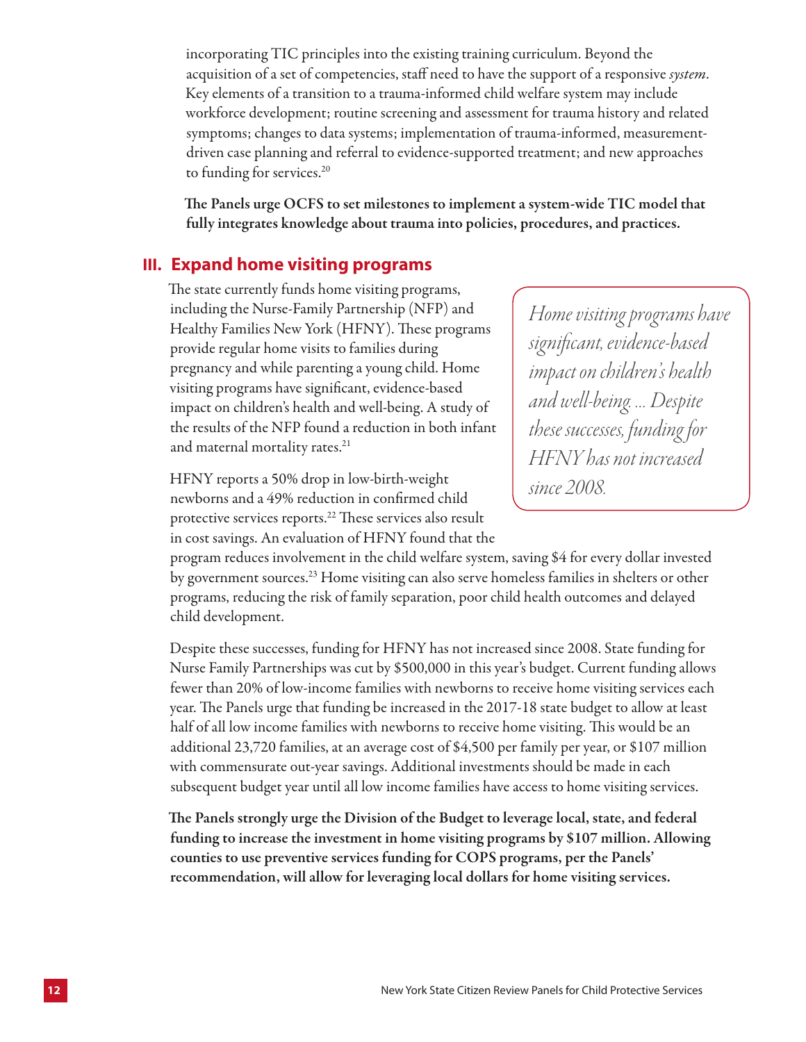incorporating TIC principles into the existing training curriculum. Beyond the acquisition of a set of competencies, staff need to have the support of a responsive *system*. Key elements of a transition to a trauma-informed child welfare system may include workforce development; routine screening and assessment for trauma history and related symptoms; changes to data systems; implementation of trauma-informed, measurement-driven case planning and referral to evidence-supported treatment; and new approaches to funding for services.[20]

**The Panels urge OCFS to set milestones to implement a system-wide TIC model that fully integrates knowledge about trauma into policies, procedures, and practices.**

## III. Expand home visiting programs

The state currently funds home visiting programs, including the Nurse-Family Partnership (NFP) and Healthy Families New York (HFNY). These programs provide regular home visits to families during pregnancy and while parenting a young child. Home visiting programs have significant, evidence-based impact on children's health and well-being. A study of the results of the NFP found a reduction in both infant and maternal mortality rates.[21]

> *Home visiting programs have significant, evidence-based impact on children's health and well-being. ... Despite these successes, funding for HFNY has not increased since 2008.*

HFNY reports a 50% drop in low-birth-weight newborns and a 49% reduction in confirmed child protective services reports.[22] These services also result in cost savings. An evaluation of HFNY found that the program reduces involvement in the child welfare system, saving $4 for every dollar invested by government sources.[23] Home visiting can also serve homeless families in shelters or other programs, reducing the risk of family separation, poor child health outcomes and delayed child development.

Despite these successes, funding for HFNY has not increased since 2008. State funding for Nurse Family Partnerships was cut by $500,000 in this year's budget. Current funding allows fewer than 20% of low-income families with newborns to receive home visiting services each year. The Panels urge that funding be increased in the 2017-18 state budget to allow at least half of all low income families with newborns to receive home visiting. This would be an additional 23,720 families, at an average cost of $4,500 per family per year, or $107 million with commensurate out-year savings. Additional investments should be made in each subsequent budget year until all low income families have access to home visiting services.

**The Panels strongly urge the Division of the Budget to leverage local, state, and federal funding to increase the investment in home visiting programs by $107 million. Allowing counties to use preventive services funding for COPS programs, per the Panels' recommendation, will allow for leveraging local dollars for home visiting services.**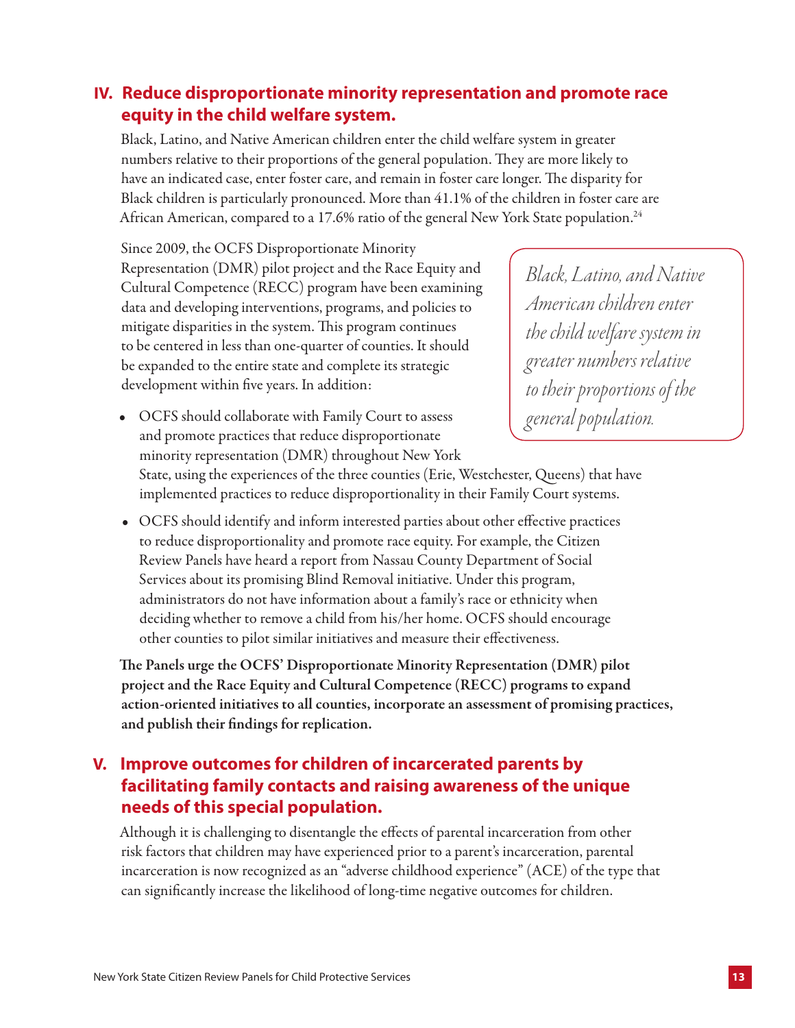## IV. Reduce disproportionate minority representation and promote race equity in the child welfare system.

Black, Latino, and Native American children enter the child welfare system in greater numbers relative to their proportions of the general population. They are more likely to have an indicated case, enter foster care, and remain in foster care longer. The disparity for Black children is particularly pronounced. More than 41.1% of the children in foster care are African American, compared to a 17.6% ratio of the general New York State population.[24]

Since 2009, the OCFS Disproportionate Minority Representation (DMR) pilot project and the Race Equity and Cultural Competence (RECC) program have been examining data and developing interventions, programs, and policies to mitigate disparities in the system. This program continues to be centered in less than one-quarter of counties. It should be expanded to the entire state and complete its strategic development within five years. In addition:

> *Black, Latino, and Native American children enter the child welfare system in greater numbers relative to their proportions of the general population.*

- OCFS should collaborate with Family Court to assess and promote practices that reduce disproportionate minority representation (DMR) throughout New York State, using the experiences of the three counties (Erie, Westchester, Queens) that have implemented practices to reduce disproportionality in their Family Court systems.
- OCFS should identify and inform interested parties about other effective practices to reduce disproportionality and promote race equity. For example, the Citizen Review Panels have heard a report from Nassau County Department of Social Services about its promising Blind Removal initiative. Under this program, administrators do not have information about a family's race or ethnicity when deciding whether to remove a child from his/her home. OCFS should encourage other counties to pilot similar initiatives and measure their effectiveness.

**The Panels urge the OCFS' Disproportionate Minority Representation (DMR) pilot project and the Race Equity and Cultural Competence (RECC) programs to expand action-oriented initiatives to all counties, incorporate an assessment of promising practices, and publish their findings for replication.**

## V. Improve outcomes for children of incarcerated parents by facilitating family contacts and raising awareness of the unique needs of this special population.

Although it is challenging to disentangle the effects of parental incarceration from other risk factors that children may have experienced prior to a parent's incarceration, parental incarceration is now recognized as an "adverse childhood experience" (ACE) of the type that can significantly increase the likelihood of long-time negative outcomes for children.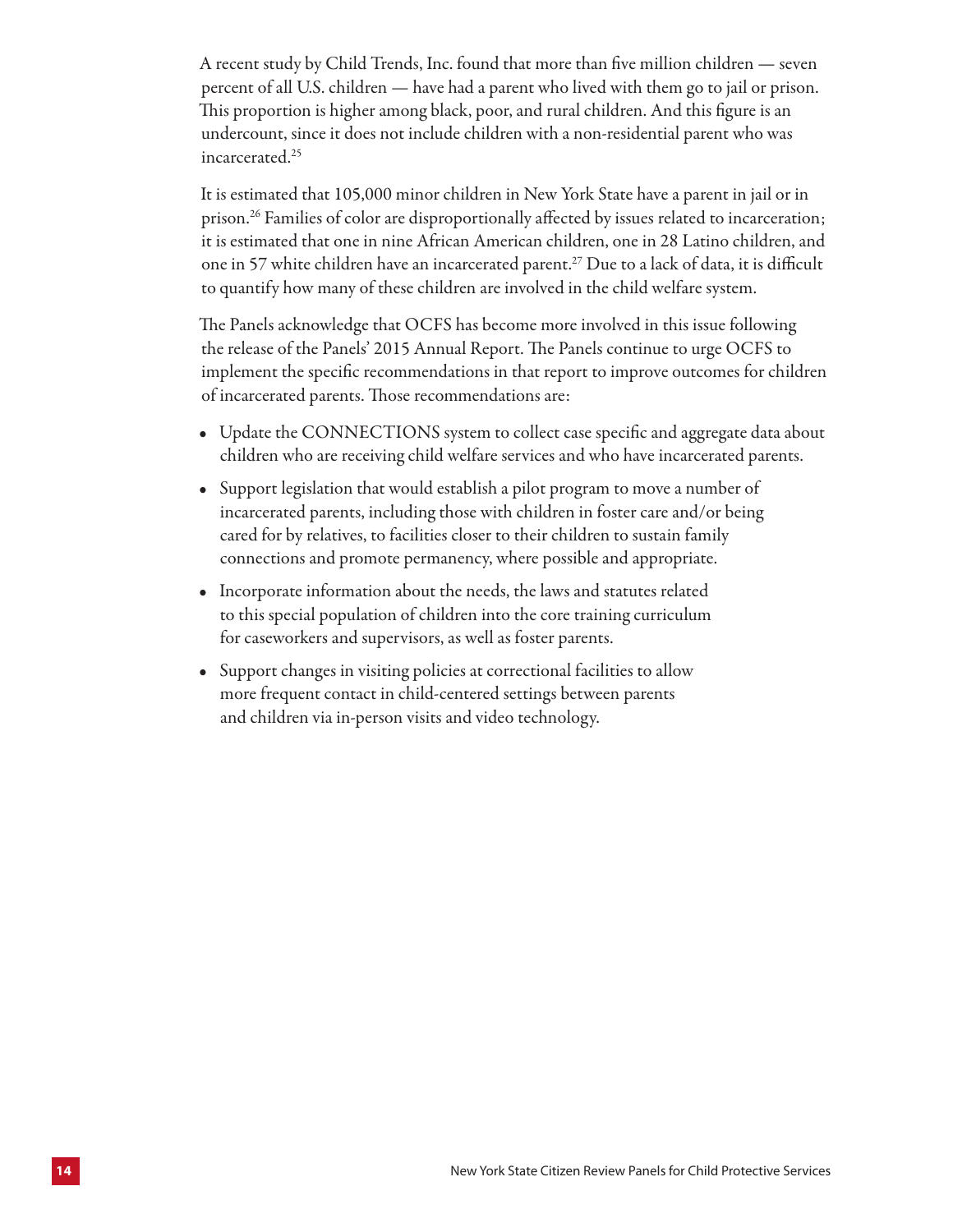A recent study by Child Trends, Inc. found that more than five million children — seven percent of all U.S. children — have had a parent who lived with them go to jail or prison. This proportion is higher among black, poor, and rural children. And this figure is an undercount, since it does not include children with a non-residential parent who was incarcerated.[25]

It is estimated that 105,000 minor children in New York State have a parent in jail or in prison.[26] Families of color are disproportionally affected by issues related to incarceration; it is estimated that one in nine African American children, one in 28 Latino children, and one in 57 white children have an incarcerated parent.[27] Due to a lack of data, it is difficult to quantify how many of these children are involved in the child welfare system.

The Panels acknowledge that OCFS has become more involved in this issue following the release of the Panels' 2015 Annual Report. The Panels continue to urge OCFS to implement the specific recommendations in that report to improve outcomes for children of incarcerated parents. Those recommendations are:

- Update the CONNECTIONS system to collect case specific and aggregate data about children who are receiving child welfare services and who have incarcerated parents.
- Support legislation that would establish a pilot program to move a number of incarcerated parents, including those with children in foster care and/or being cared for by relatives, to facilities closer to their children to sustain family connections and promote permanency, where possible and appropriate.
- Incorporate information about the needs, the laws and statutes related to this special population of children into the core training curriculum for caseworkers and supervisors, as well as foster parents.
- Support changes in visiting policies at correctional facilities to allow more frequent contact in child-centered settings between parents and children via in-person visits and video technology.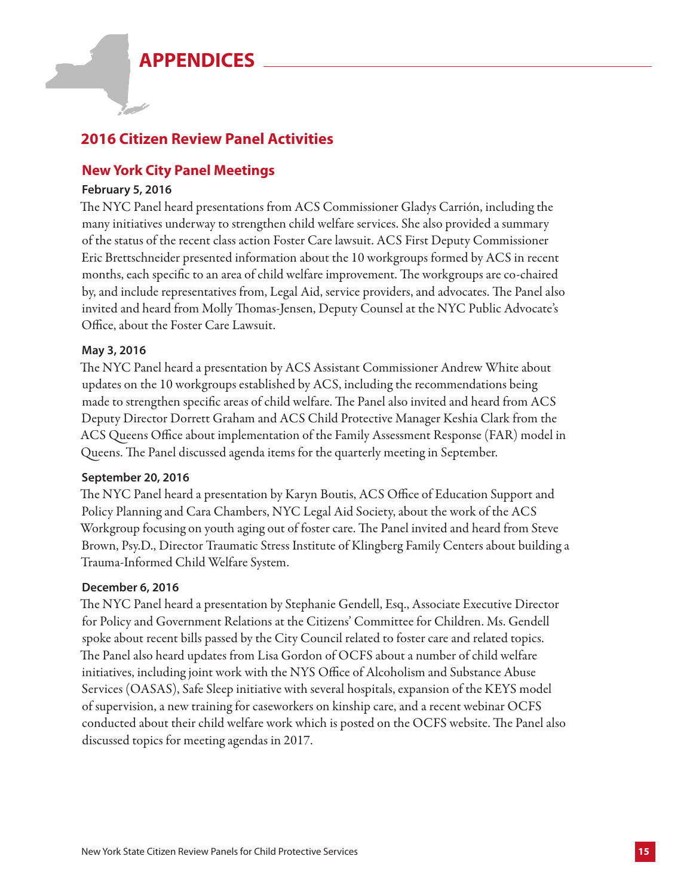# APPENDICES

## 2016 Citizen Review Panel Activities

### New York City Panel Meetings

**February 5, 2016**

The NYC Panel heard presentations from ACS Commissioner Gladys Carrión, including the many initiatives underway to strengthen child welfare services. She also provided a summary of the status of the recent class action Foster Care lawsuit. ACS First Deputy Commissioner Eric Brettschneider presented information about the 10 workgroups formed by ACS in recent months, each specific to an area of child welfare improvement. The workgroups are co-chaired by, and include representatives from, Legal Aid, service providers, and advocates. The Panel also invited and heard from Molly Thomas-Jensen, Deputy Counsel at the NYC Public Advocate's Office, about the Foster Care Lawsuit.

**May 3, 2016**

The NYC Panel heard a presentation by ACS Assistant Commissioner Andrew White about updates on the 10 workgroups established by ACS, including the recommendations being made to strengthen specific areas of child welfare. The Panel also invited and heard from ACS Deputy Director Dorrett Graham and ACS Child Protective Manager Keshia Clark from the ACS Queens Office about implementation of the Family Assessment Response (FAR) model in Queens. The Panel discussed agenda items for the quarterly meeting in September.

**September 20, 2016**

The NYC Panel heard a presentation by Karyn Boutis, ACS Office of Education Support and Policy Planning and Cara Chambers, NYC Legal Aid Society, about the work of the ACS Workgroup focusing on youth aging out of foster care. The Panel invited and heard from Steve Brown, Psy.D., Director Traumatic Stress Institute of Klingberg Family Centers about building a Trauma-Informed Child Welfare System.

**December 6, 2016**

The NYC Panel heard a presentation by Stephanie Gendell, Esq., Associate Executive Director for Policy and Government Relations at the Citizens' Committee for Children. Ms. Gendell spoke about recent bills passed by the City Council related to foster care and related topics. The Panel also heard updates from Lisa Gordon of OCFS about a number of child welfare initiatives, including joint work with the NYS Office of Alcoholism and Substance Abuse Services (OASAS), Safe Sleep initiative with several hospitals, expansion of the KEYS model of supervision, a new training for caseworkers on kinship care, and a recent webinar OCFS conducted about their child welfare work which is posted on the OCFS website. The Panel also discussed topics for meeting agendas in 2017.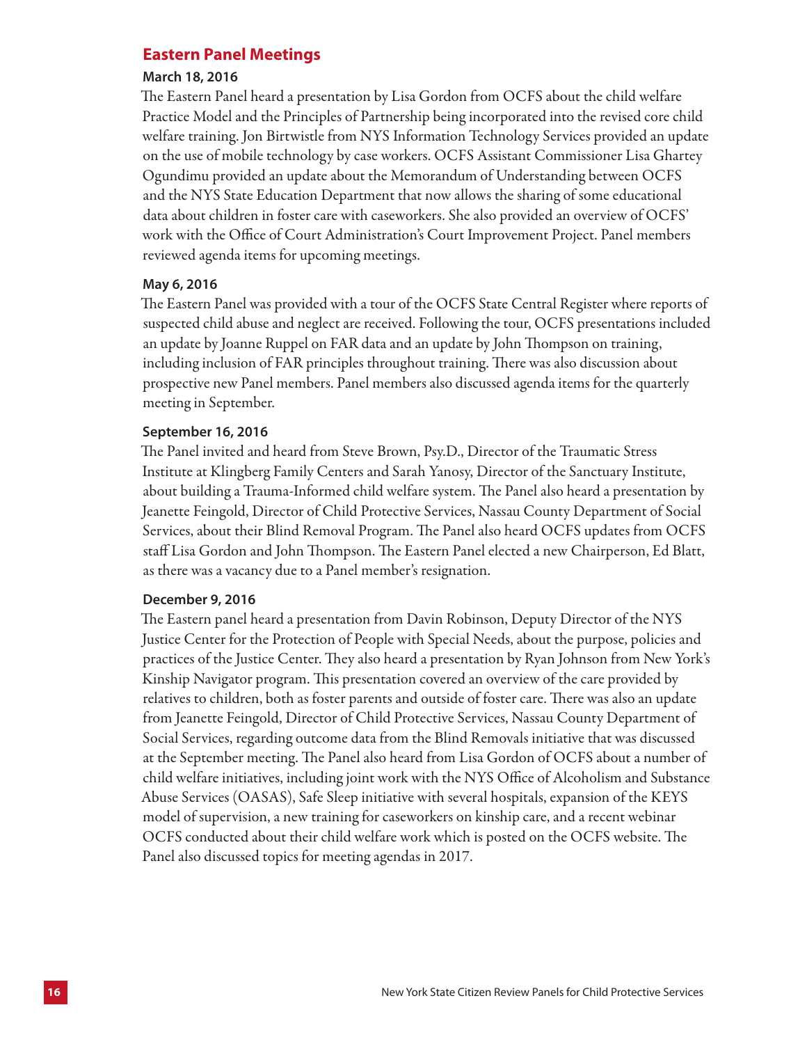## Eastern Panel Meetings

**March 18, 2016**

The Eastern Panel heard a presentation by Lisa Gordon from OCFS about the child welfare Practice Model and the Principles of Partnership being incorporated into the revised core child welfare training. Jon Birtwistle from NYS Information Technology Services provided an update on the use of mobile technology by case workers. OCFS Assistant Commissioner Lisa Ghartey Ogundimu provided an update about the Memorandum of Understanding between OCFS and the NYS State Education Department that now allows the sharing of some educational data about children in foster care with caseworkers. She also provided an overview of OCFS' work with the Office of Court Administration's Court Improvement Project. Panel members reviewed agenda items for upcoming meetings.

**May 6, 2016**

The Eastern Panel was provided with a tour of the OCFS State Central Register where reports of suspected child abuse and neglect are received. Following the tour, OCFS presentations included an update by Joanne Ruppel on FAR data and an update by John Thompson on training, including inclusion of FAR principles throughout training. There was also discussion about prospective new Panel members. Panel members also discussed agenda items for the quarterly meeting in September.

**September 16, 2016**

The Panel invited and heard from Steve Brown, Psy.D., Director of the Traumatic Stress Institute at Klingberg Family Centers and Sarah Yanosy, Director of the Sanctuary Institute, about building a Trauma-Informed child welfare system. The Panel also heard a presentation by Jeanette Feingold, Director of Child Protective Services, Nassau County Department of Social Services, about their Blind Removal Program. The Panel also heard OCFS updates from OCFS staff Lisa Gordon and John Thompson. The Eastern Panel elected a new Chairperson, Ed Blatt, as there was a vacancy due to a Panel member's resignation.

**December 9, 2016**

The Eastern panel heard a presentation from Davin Robinson, Deputy Director of the NYS Justice Center for the Protection of People with Special Needs, about the purpose, policies and practices of the Justice Center. They also heard a presentation by Ryan Johnson from New York's Kinship Navigator program. This presentation covered an overview of the care provided by relatives to children, both as foster parents and outside of foster care. There was also an update from Jeanette Feingold, Director of Child Protective Services, Nassau County Department of Social Services, regarding outcome data from the Blind Removals initiative that was discussed at the September meeting. The Panel also heard from Lisa Gordon of OCFS about a number of child welfare initiatives, including joint work with the NYS Office of Alcoholism and Substance Abuse Services (OASAS), Safe Sleep initiative with several hospitals, expansion of the KEYS model of supervision, a new training for caseworkers on kinship care, and a recent webinar OCFS conducted about their child welfare work which is posted on the OCFS website. The Panel also discussed topics for meeting agendas in 2017.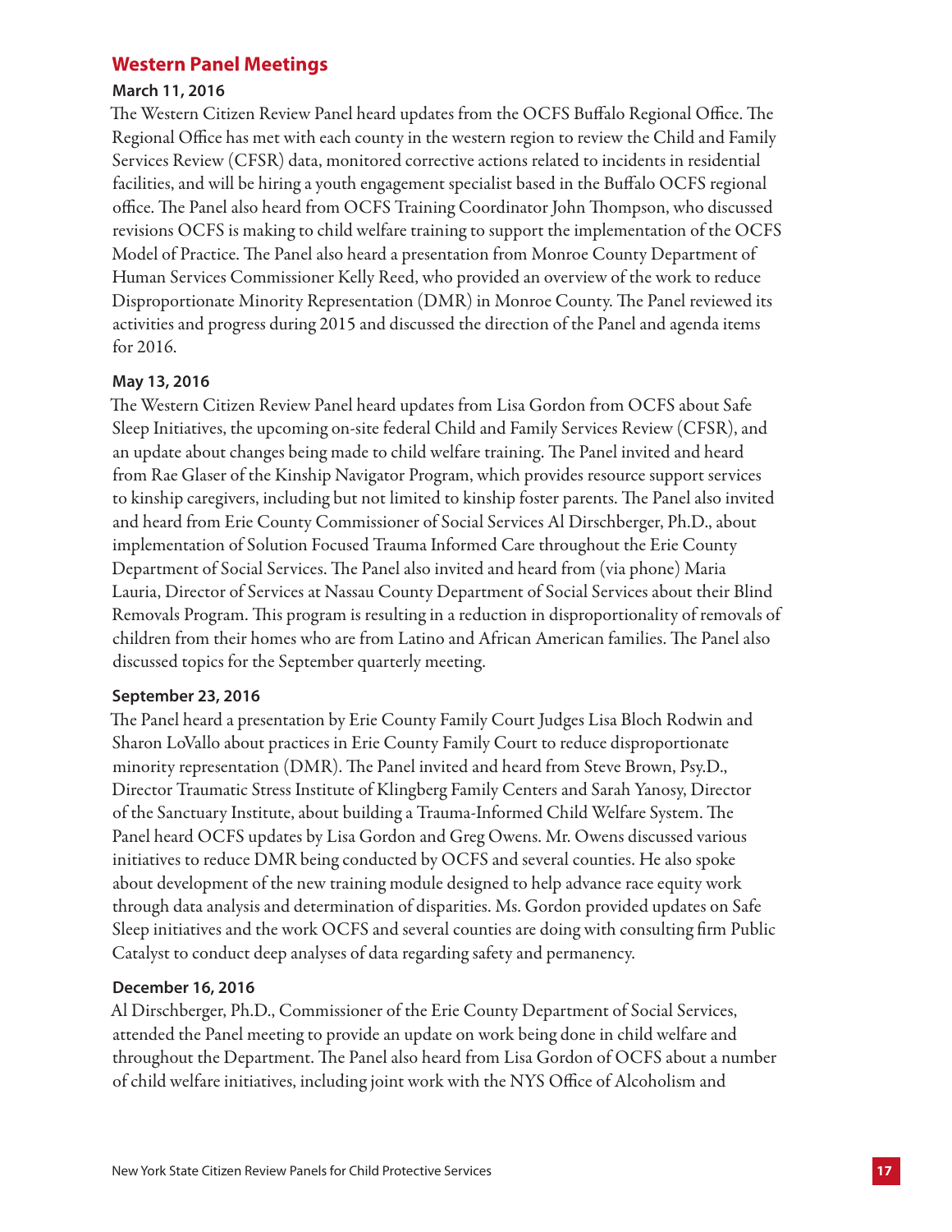## Western Panel Meetings

#### March 11, 2016

The Western Citizen Review Panel heard updates from the OCFS Buffalo Regional Office. The Regional Office has met with each county in the western region to review the Child and Family Services Review (CFSR) data, monitored corrective actions related to incidents in residential facilities, and will be hiring a youth engagement specialist based in the Buffalo OCFS regional office. The Panel also heard from OCFS Training Coordinator John Thompson, who discussed revisions OCFS is making to child welfare training to support the implementation of the OCFS Model of Practice. The Panel also heard a presentation from Monroe County Department of Human Services Commissioner Kelly Reed, who provided an overview of the work to reduce Disproportionate Minority Representation (DMR) in Monroe County. The Panel reviewed its activities and progress during 2015 and discussed the direction of the Panel and agenda items for 2016.

#### May 13, 2016

The Western Citizen Review Panel heard updates from Lisa Gordon from OCFS about Safe Sleep Initiatives, the upcoming on-site federal Child and Family Services Review (CFSR), and an update about changes being made to child welfare training. The Panel invited and heard from Rae Glaser of the Kinship Navigator Program, which provides resource support services to kinship caregivers, including but not limited to kinship foster parents. The Panel also invited and heard from Erie County Commissioner of Social Services Al Dirschberger, Ph.D., about implementation of Solution Focused Trauma Informed Care throughout the Erie County Department of Social Services. The Panel also invited and heard from (via phone) Maria Lauria, Director of Services at Nassau County Department of Social Services about their Blind Removals Program. This program is resulting in a reduction in disproportionality of removals of children from their homes who are from Latino and African American families. The Panel also discussed topics for the September quarterly meeting.

#### September 23, 2016

The Panel heard a presentation by Erie County Family Court Judges Lisa Bloch Rodwin and Sharon LoVallo about practices in Erie County Family Court to reduce disproportionate minority representation (DMR). The Panel invited and heard from Steve Brown, Psy.D., Director Traumatic Stress Institute of Klingberg Family Centers and Sarah Yanosy, Director of the Sanctuary Institute, about building a Trauma-Informed Child Welfare System. The Panel heard OCFS updates by Lisa Gordon and Greg Owens. Mr. Owens discussed various initiatives to reduce DMR being conducted by OCFS and several counties. He also spoke about development of the new training module designed to help advance race equity work through data analysis and determination of disparities. Ms. Gordon provided updates on Safe Sleep initiatives and the work OCFS and several counties are doing with consulting firm Public Catalyst to conduct deep analyses of data regarding safety and permanency.

#### December 16, 2016

Al Dirschberger, Ph.D., Commissioner of the Erie County Department of Social Services, attended the Panel meeting to provide an update on work being done in child welfare and throughout the Department. The Panel also heard from Lisa Gordon of OCFS about a number of child welfare initiatives, including joint work with the NYS Office of Alcoholism and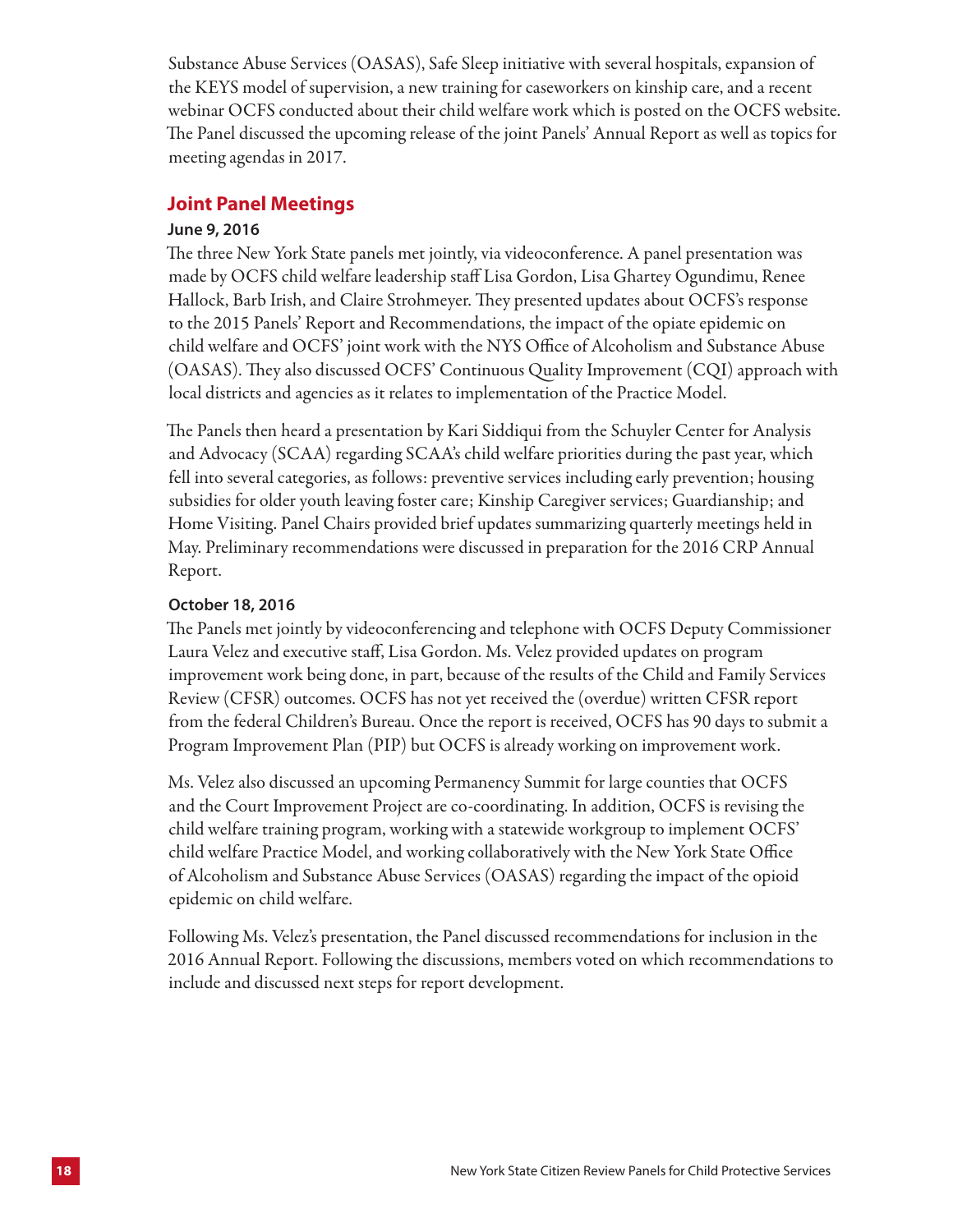Substance Abuse Services (OASAS), Safe Sleep initiative with several hospitals, expansion of the KEYS model of supervision, a new training for caseworkers on kinship care, and a recent webinar OCFS conducted about their child welfare work which is posted on the OCFS website. The Panel discussed the upcoming release of the joint Panels' Annual Report as well as topics for meeting agendas in 2017.

## Joint Panel Meetings

#### June 9, 2016

The three New York State panels met jointly, via videoconference. A panel presentation was made by OCFS child welfare leadership staff Lisa Gordon, Lisa Ghartey Ogundimu, Renee Hallock, Barb Irish, and Claire Strohmeyer. They presented updates about OCFS's response to the 2015 Panels' Report and Recommendations, the impact of the opiate epidemic on child welfare and OCFS' joint work with the NYS Office of Alcoholism and Substance Abuse (OASAS). They also discussed OCFS' Continuous Quality Improvement (CQI) approach with local districts and agencies as it relates to implementation of the Practice Model.

The Panels then heard a presentation by Kari Siddiqui from the Schuyler Center for Analysis and Advocacy (SCAA) regarding SCAA's child welfare priorities during the past year, which fell into several categories, as follows: preventive services including early prevention; housing subsidies for older youth leaving foster care; Kinship Caregiver services; Guardianship; and Home Visiting. Panel Chairs provided brief updates summarizing quarterly meetings held in May. Preliminary recommendations were discussed in preparation for the 2016 CRP Annual Report.

#### October 18, 2016

The Panels met jointly by videoconferencing and telephone with OCFS Deputy Commissioner Laura Velez and executive staff, Lisa Gordon. Ms. Velez provided updates on program improvement work being done, in part, because of the results of the Child and Family Services Review (CFSR) outcomes. OCFS has not yet received the (overdue) written CFSR report from the federal Children's Bureau. Once the report is received, OCFS has 90 days to submit a Program Improvement Plan (PIP) but OCFS is already working on improvement work.

Ms. Velez also discussed an upcoming Permanency Summit for large counties that OCFS and the Court Improvement Project are co-coordinating. In addition, OCFS is revising the child welfare training program, working with a statewide workgroup to implement OCFS' child welfare Practice Model, and working collaboratively with the New York State Office of Alcoholism and Substance Abuse Services (OASAS) regarding the impact of the opioid epidemic on child welfare.

Following Ms. Velez's presentation, the Panel discussed recommendations for inclusion in the 2016 Annual Report. Following the discussions, members voted on which recommendations to include and discussed next steps for report development.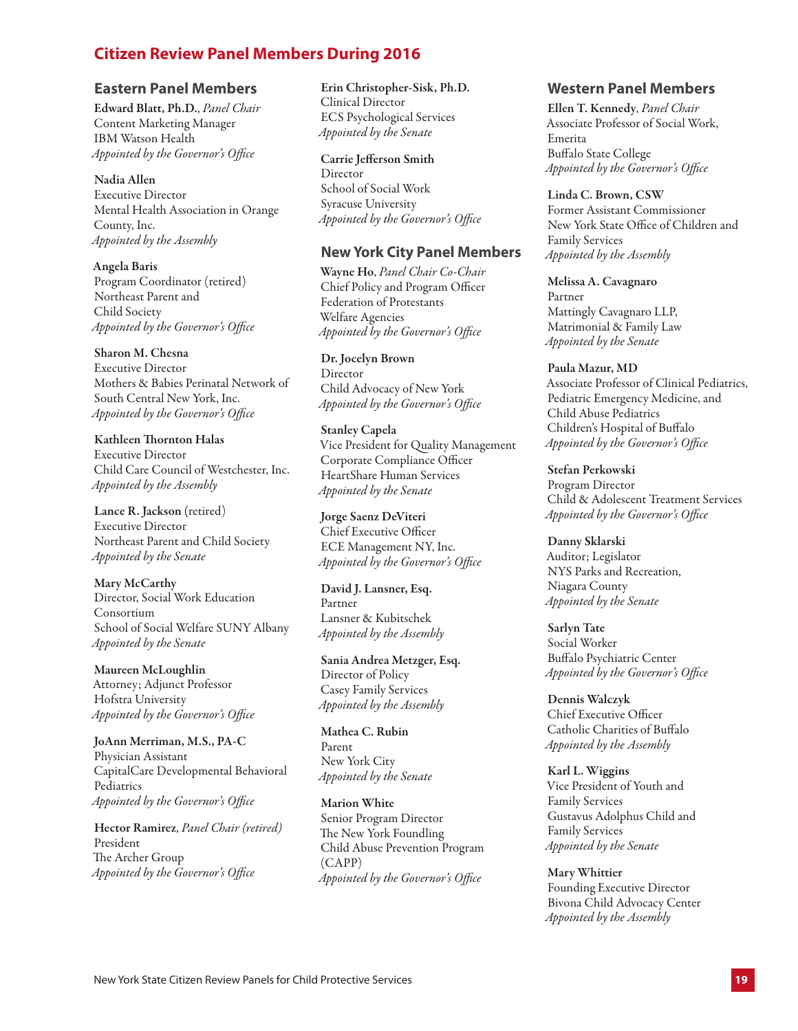## Citizen Review Panel Members During 2016

### Eastern Panel Members

**Edward Blatt, Ph.D.**, *Panel Chair*
Content Marketing Manager
IBM Watson Health
*Appointed by the Governor's Office*

**Nadia Allen**
Executive Director
Mental Health Association in Orange County, Inc.
*Appointed by the Assembly*

**Angela Baris**
Program Coordinator (retired)
Northeast Parent and Child Society
*Appointed by the Governor's Office*

**Sharon M. Chesna**
Executive Director
Mothers & Babies Perinatal Network of South Central New York, Inc.
*Appointed by the Governor's Office*

**Kathleen Thornton Halas**
Executive Director
Child Care Council of Westchester, Inc.
*Appointed by the Assembly*

**Lance R. Jackson** (retired)
Executive Director
Northeast Parent and Child Society
*Appointed by the Senate*

**Mary McCarthy**
Director, Social Work Education Consortium
School of Social Welfare SUNY Albany
*Appointed by the Senate*

**Maureen McLoughlin**
Attorney; Adjunct Professor
Hofstra University
*Appointed by the Governor's Office*

**JoAnn Merriman, M.S., PA-C**
Physician Assistant
CapitalCare Developmental Behavioral Pediatrics
*Appointed by the Governor's Office*

**Hector Ramirez**, *Panel Chair (retired)*
President
The Archer Group
*Appointed by the Governor's Office*

**Erin Christopher-Sisk, Ph.D.**
Clinical Director
ECS Psychological Services
*Appointed by the Senate*

**Carrie Jefferson Smith**
Director
School of Social Work
Syracuse University
*Appointed by the Governor's Office*

### New York City Panel Members

**Wayne Ho**, *Panel Chair Co-Chair*
Chief Policy and Program Officer
Federation of Protestants Welfare Agencies
*Appointed by the Governor's Office*

**Dr. Jocelyn Brown**
Director
Child Advocacy of New York
*Appointed by the Governor's Office*

**Stanley Capela**
Vice President for Quality Management
Corporate Compliance Officer
HeartShare Human Services
*Appointed by the Senate*

**Jorge Saenz DeViteri**
Chief Executive Officer
ECE Management NY, Inc.
*Appointed by the Governor's Office*

**David J. Lansner, Esq.**
Partner
Lansner & Kubitschek
*Appointed by the Assembly*

**Sania Andrea Metzger, Esq.**
Director of Policy
Casey Family Services
*Appointed by the Assembly*

**Mathea C. Rubin**
Parent
New York City
*Appointed by the Senate*

**Marion White**
Senior Program Director
The New York Foundling
Child Abuse Prevention Program (CAPP)
*Appointed by the Governor's Office*

### Western Panel Members

**Ellen T. Kennedy**, *Panel Chair*
Associate Professor of Social Work, Emerita
Buffalo State College
*Appointed by the Governor's Office*

**Linda C. Brown, CSW**
Former Assistant Commissioner
New York State Office of Children and Family Services
*Appointed by the Assembly*

**Melissa A. Cavagnaro**
Partner
Mattingly Cavagnaro LLP,
Matrimonial & Family Law
*Appointed by the Senate*

**Paula Mazur, MD**
Associate Professor of Clinical Pediatrics, Pediatric Emergency Medicine, and Child Abuse Pediatrics
Children's Hospital of Buffalo
*Appointed by the Governor's Office*

**Stefan Perkowski**
Program Director
Child & Adolescent Treatment Services
*Appointed by the Governor's Office*

**Danny Sklarski**
Auditor; Legislator
NYS Parks and Recreation,
Niagara County
*Appointed by the Senate*

**Sarlyn Tate**
Social Worker
Buffalo Psychiatric Center
*Appointed by the Governor's Office*

**Dennis Walczyk**
Chief Executive Officer
Catholic Charities of Buffalo
*Appointed by the Assembly*

**Karl L. Wiggins**
Vice President of Youth and Family Services
Gustavus Adolphus Child and Family Services
*Appointed by the Senate*

**Mary Whittier**
Founding Executive Director
Bivona Child Advocacy Center
*Appointed by the Assembly*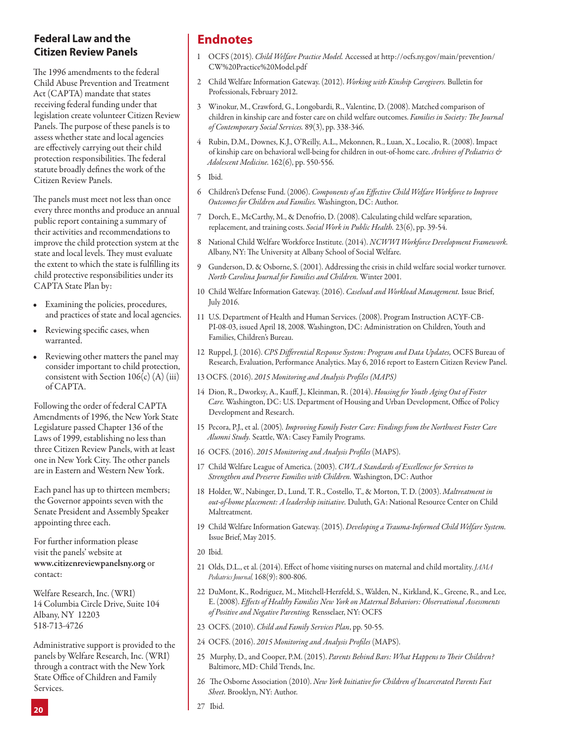## Federal Law and the Citizen Review Panels

The 1996 amendments to the federal Child Abuse Prevention and Treatment Act (CAPTA) mandate that states receiving federal funding under that legislation create volunteer Citizen Review Panels. The purpose of these panels is to assess whether state and local agencies are effectively carrying out their child protection responsibilities. The federal statute broadly defines the work of the Citizen Review Panels.

The panels must meet not less than once every three months and produce an annual public report containing a summary of their activities and recommendations to improve the child protection system at the state and local levels. They must evaluate the extent to which the state is fulfilling its child protective responsibilities under its CAPTA State Plan by:

- Examining the policies, procedures, and practices of state and local agencies.
- Reviewing specific cases, when warranted.
- Reviewing other matters the panel may consider important to child protection, consistent with Section 106(c) (A) (iii) of CAPTA.

Following the order of federal CAPTA Amendments of 1996, the New York State Legislature passed Chapter 136 of the Laws of 1999, establishing no less than three Citizen Review Panels, with at least one in New York City. The other panels are in Eastern and Western New York.

Each panel has up to thirteen members; the Governor appoints seven with the Senate President and Assembly Speaker appointing three each.

For further information please visit the panels' website at **www.citizenreviewpanelsny.org** or contact:

Welfare Research, Inc. (WRI)
14 Columbia Circle Drive, Suite 104
Albany, NY 12203
518-713-4726

Administrative support is provided to the panels by Welfare Research, Inc. (WRI) through a contract with the New York State Office of Children and Family Services.

## Endnotes

1. OCFS (2015). *Child Welfare Practice Model.* Accessed at http://ocfs.ny.gov/main/prevention/CW%20Practice%20Model.pdf
2. Child Welfare Information Gateway. (2012). *Working with Kinship Caregivers.* Bulletin for Professionals, February 2012.
3. Winokur, M., Crawford, G., Longobardi, R., Valentine, D. (2008). Matched comparison of children in kinship care and foster care on child welfare outcomes. *Families in Society: The Journal of Contemporary Social Services.* 89(3), pp. 338-346.
4. Rubin, D.M., Downes, K.J., O'Reilly, A.L., Mekonnen, R., Luan, X., Localio, R. (2008). Impact of kinship care on behavioral well-being for children in out-of-home care. *Archives of Pediatrics & Adolescent Medicine.* 162(6), pp. 550-556.
5. Ibid.
6. Children's Defense Fund. (2006). *Components of an Effective Child Welfare Workforce to Improve Outcomes for Children and Families.* Washington, DC: Author.
7. Dorch, E., McCarthy, M., & Denofrio, D. (2008). Calculating child welfare separation, replacement, and training costs. *Social Work in Public Health.* 23(6), pp. 39-54.
8. National Child Welfare Workforce Institute. (2014). *NCWWI Workforce Development Framework.* Albany, NY: The University at Albany School of Social Welfare.
9. Gunderson, D. & Osborne, S. (2001). Addressing the crisis in child welfare social worker turnover. *North Carolina Journal for Families and Children.* Winter 2001.
10. Child Welfare Information Gateway. (2016). *Caseload and Workload Management.* Issue Brief, July 2016.
11. U.S. Department of Health and Human Services. (2008). Program Instruction ACYF-CB-PI-08-03, issued April 18, 2008. Washington, DC: Administration on Children, Youth and Families, Children's Bureau.
12. Ruppel, J. (2016). *CPS Differential Response System: Program and Data Updates,* OCFS Bureau of Research, Evaluation, Performance Analytics. May 6, 2016 report to Eastern Citizen Review Panel.
13. OCFS. (2016). *2015 Monitoring and Analysis Profiles (MAPS)*
14. Dion, R., Dworsky, A., Kauff, J., Kleinman, R. (2014). *Housing for Youth Aging Out of Foster Care.* Washington, DC: U.S. Department of Housing and Urban Development, Office of Policy Development and Research.
15. Pecora, P.J., et al. (2005). *Improving Family Foster Care: Findings from the Northwest Foster Care Alumni Study.* Seattle, WA: Casey Family Programs.
16. OCFS. (2016). *2015 Monitoring and Analysis Profiles* (MAPS).
17. Child Welfare League of America. (2003). *CWLA Standards of Excellence for Services to Strengthen and Preserve Families with Children.* Washington, DC: Author
18. Holder, W., Nabinger, D., Lund, T. R., Costello, T., & Morton, T. D. (2003). *Maltreatment in out-of-home placement: A leadership initiative.* Duluth, GA: National Resource Center on Child Maltreatment.
19. Child Welfare Information Gateway. (2015). *Developing a Trauma-Informed Child Welfare System.* Issue Brief, May 2015.
20. Ibid.
21. Olds, D.L., et al. (2014). Effect of home visiting nurses on maternal and child mortality. *JAMA Pediatrics Journal,* 168(9): 800-806.
22. DuMont, K., Rodriguez, M., Mitchell-Herzfeld, S., Walden, N., Kirkland, K., Greene, R., and Lee, E. (2008). *Effects of Healthy Families New York on Maternal Behaviors: Observational Assessments of Positive and Negative Parenting.* Rensselaer, NY: OCFS
23. OCFS. (2010). *Child and Family Services Plan*, pp. 50-55.
24. OCFS. (2016). *2015 Monitoring and Analysis Profiles* (MAPS).
25. Murphy, D., and Cooper, P.M. (2015). *Parents Behind Bars: What Happens to Their Children?* Baltimore, MD: Child Trends, Inc.
26. The Osborne Association (2010). *New York Initiative for Children of Incarcerated Parents Fact Sheet.* Brooklyn, NY: Author.
27. Ibid.